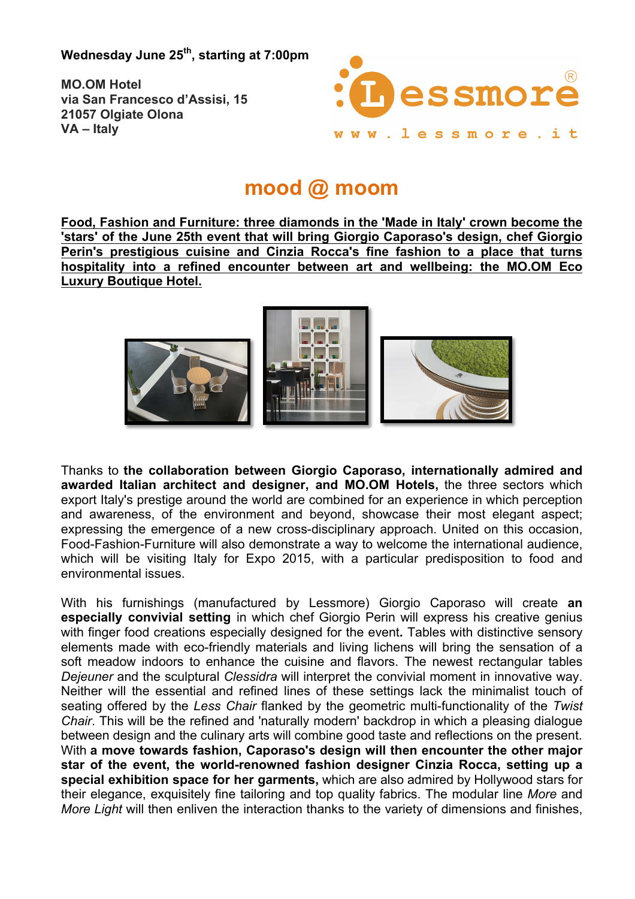**Wednesday June 25th, starting at 7:00pm**

**MO.OM Hotel**
**via San Francesco d'Assisi, 15**
**21057 Olgiate Olona**
**VA – Italy**

Lessmore®
www.lessmore.it

# mood @ moom

**Food, Fashion and Furniture: three diamonds in the 'Made in Italy' crown become the 'stars' of the June 25th event that will bring Giorgio Caporaso's design, chef Giorgio Perin's prestigious cuisine and Cinzia Rocca's fine fashion to a place that turns hospitality into a refined encounter between art and wellbeing: the MO.OM Eco Luxury Boutique Hotel.**

Thanks to **the collaboration between Giorgio Caporaso, internationally admired and awarded Italian architect and designer, and MO.OM Hotels,** the three sectors which export Italy's prestige around the world are combined for an experience in which perception and awareness, of the environment and beyond, showcase their most elegant aspect; expressing the emergence of a new cross-disciplinary approach. United on this occasion, Food-Fashion-Furniture will also demonstrate a way to welcome the international audience, which will be visiting Italy for Expo 2015, with a particular predisposition to food and environmental issues.

With his furnishings (manufactured by Lessmore) Giorgio Caporaso will create **an especially convivial setting** in which chef Giorgio Perin will express his creative genius with finger food creations especially designed for the event**.** Tables with distinctive sensory elements made with eco-friendly materials and living lichens will bring the sensation of a soft meadow indoors to enhance the cuisine and flavors. The newest rectangular tables *Dejeuner* and the sculptural *Clessidra* will interpret the convivial moment in innovative way. Neither will the essential and refined lines of these settings lack the minimalist touch of seating offered by the *Less Chair* flanked by the geometric multi-functionality of the *Twist Chair*. This will be the refined and 'naturally modern' backdrop in which a pleasing dialogue between design and the culinary arts will combine good taste and reflections on the present. With **a move towards fashion, Caporaso's design will then encounter the other major star of the event, the world-renowned fashion designer Cinzia Rocca, setting up a special exhibition space for her garments,** which are also admired by Hollywood stars for their elegance, exquisitely fine tailoring and top quality fabrics. The modular line *More* and *More Light* will then enliven the interaction thanks to the variety of dimensions and finishes,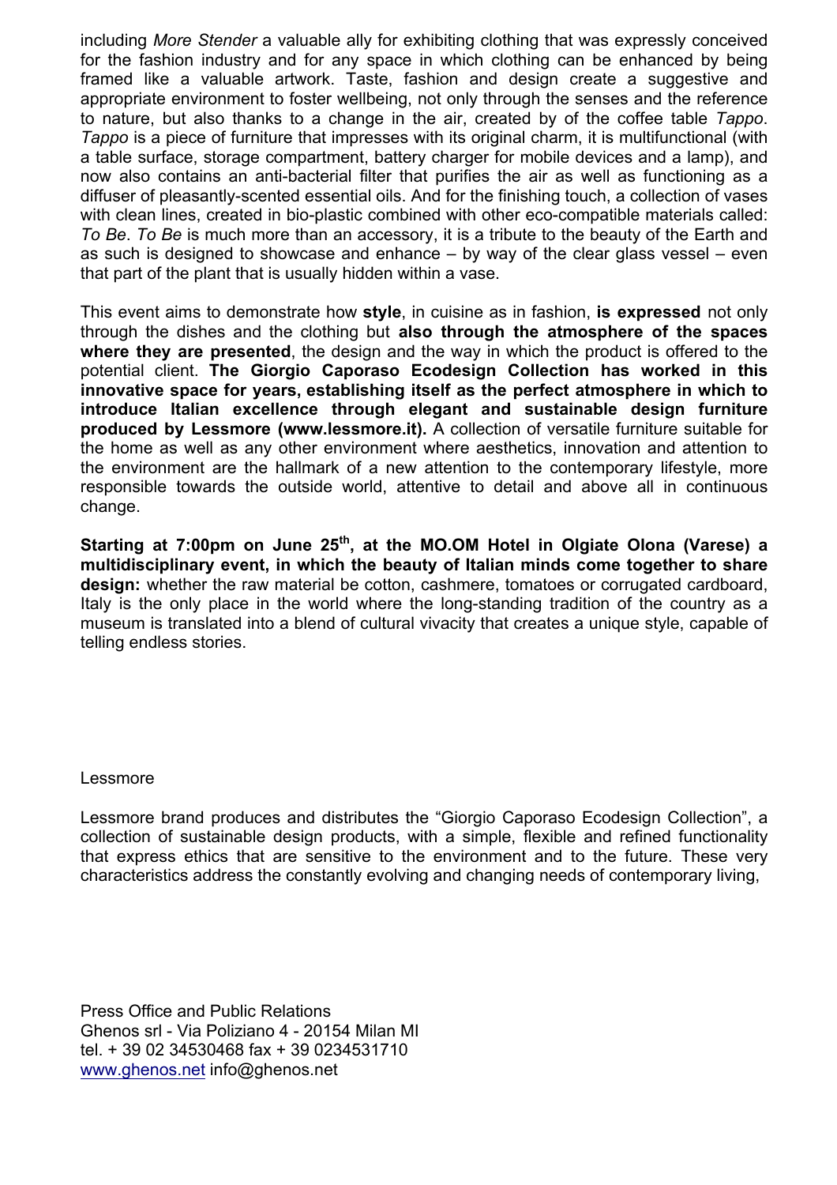including *More Stender* a valuable ally for exhibiting clothing that was expressly conceived for the fashion industry and for any space in which clothing can be enhanced by being framed like a valuable artwork. Taste, fashion and design create a suggestive and appropriate environment to foster wellbeing, not only through the senses and the reference to nature, but also thanks to a change in the air, created by of the coffee table *Tappo*. *Tappo* is a piece of furniture that impresses with its original charm, it is multifunctional (with a table surface, storage compartment, battery charger for mobile devices and a lamp), and now also contains an anti-bacterial filter that purifies the air as well as functioning as a diffuser of pleasantly-scented essential oils. And for the finishing touch, a collection of vases with clean lines, created in bio-plastic combined with other eco-compatible materials called: *To Be*. *To Be* is much more than an accessory, it is a tribute to the beauty of the Earth and as such is designed to showcase and enhance – by way of the clear glass vessel – even that part of the plant that is usually hidden within a vase.

This event aims to demonstrate how **style**, in cuisine as in fashion, **is expressed** not only through the dishes and the clothing but **also through the atmosphere of the spaces where they are presented**, the design and the way in which the product is offered to the potential client. **The Giorgio Caporaso Ecodesign Collection has worked in this innovative space for years, establishing itself as the perfect atmosphere in which to introduce Italian excellence through elegant and sustainable design furniture produced by Lessmore (www.lessmore.it).** A collection of versatile furniture suitable for the home as well as any other environment where aesthetics, innovation and attention to the environment are the hallmark of a new attention to the contemporary lifestyle, more responsible towards the outside world, attentive to detail and above all in continuous change.

**Starting at 7:00pm on June 25th, at the MO.OM Hotel in Olgiate Olona (Varese) a multidisciplinary event, in which the beauty of Italian minds come together to share design:** whether the raw material be cotton, cashmere, tomatoes or corrugated cardboard, Italy is the only place in the world where the long-standing tradition of the country as a museum is translated into a blend of cultural vivacity that creates a unique style, capable of telling endless stories.

Lessmore

Lessmore brand produces and distributes the "Giorgio Caporaso Ecodesign Collection", a collection of sustainable design products, with a simple, flexible and refined functionality that express ethics that are sensitive to the environment and to the future. These very characteristics address the constantly evolving and changing needs of contemporary living,

Press Office and Public Relations
Ghenos srl - Via Poliziano 4 - 20154 Milan MI
tel. + 39 02 34530468 fax + 39 0234531710
www.ghenos.net info@ghenos.net